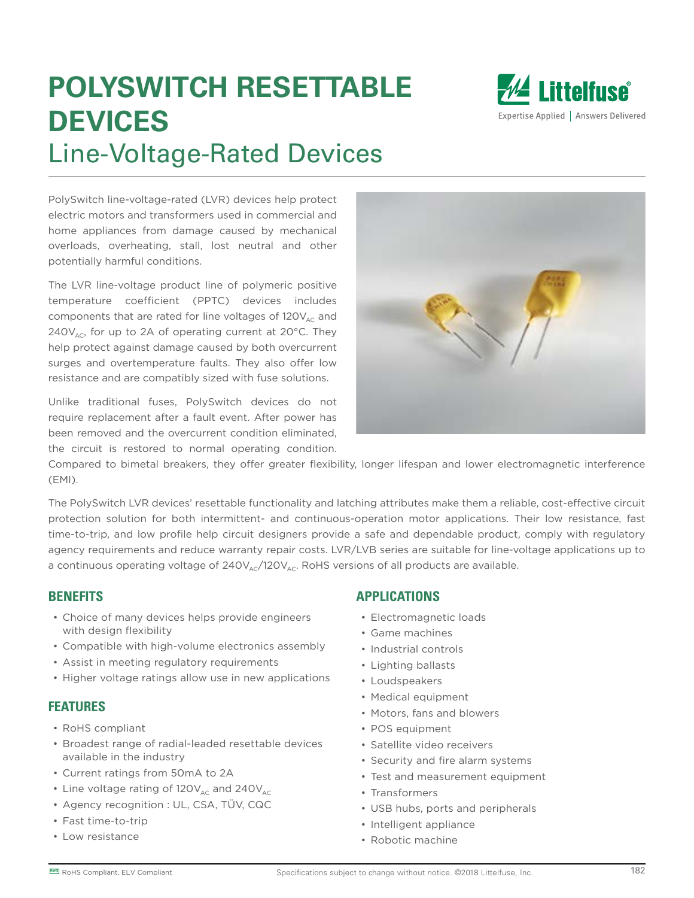# POLYSWITCH RESETTABLE DEVICES

## Line-Voltage-Rated Devices

PolySwitch line-voltage-rated (LVR) devices help protect electric motors and transformers used in commercial and home appliances from damage caused by mechanical overloads, overheating, stall, lost neutral and other potentially harmful conditions.

The LVR line-voltage product line of polymeric positive temperature coefficient (PPTC) devices includes components that are rated for line voltages of $120V_{AC}$ and $240V_{AC}$, for up to 2A of operating current at 20°C. They help protect against damage caused by both overcurrent surges and overtemperature faults. They also offer low resistance and are compatibly sized with fuse solutions.

Unlike traditional fuses, PolySwitch devices do not require replacement after a fault event. After power has been removed and the overcurrent condition eliminated, the circuit is restored to normal operating condition. Compared to bimetal breakers, they offer greater flexibility, longer lifespan and lower electromagnetic interference (EMI).

The PolySwitch LVR devices' resettable functionality and latching attributes make them a reliable, cost-effective circuit protection solution for both intermittent- and continuous-operation motor applications. Their low resistance, fast time-to-trip, and low profile help circuit designers provide a safe and dependable product, comply with regulatory agency requirements and reduce warranty repair costs. LVR/LVB series are suitable for line-voltage applications up to a continuous operating voltage of $240V_{AC}/120V_{AC}$. RoHS versions of all products are available.

### BENEFITS

- Choice of many devices helps provide engineers with design flexibility
- Compatible with high-volume electronics assembly
- Assist in meeting regulatory requirements
- Higher voltage ratings allow use in new applications

### FEATURES

- RoHS compliant
- Broadest range of radial-leaded resettable devices available in the industry
- Current ratings from 50mA to 2A
- Line voltage rating of $120V_{AC}$ and $240V_{AC}$
- Agency recognition : UL, CSA, TÜV, CQC
- Fast time-to-trip
- Low resistance

### APPLICATIONS

- Electromagnetic loads
- Game machines
- Industrial controls
- Lighting ballasts
- Loudspeakers
- Medical equipment
- Motors, fans and blowers
- POS equipment
- Satellite video receivers
- Security and fire alarm systems
- Test and measurement equipment
- Transformers
- USB hubs, ports and peripherals
- Intelligent appliance
- Robotic machine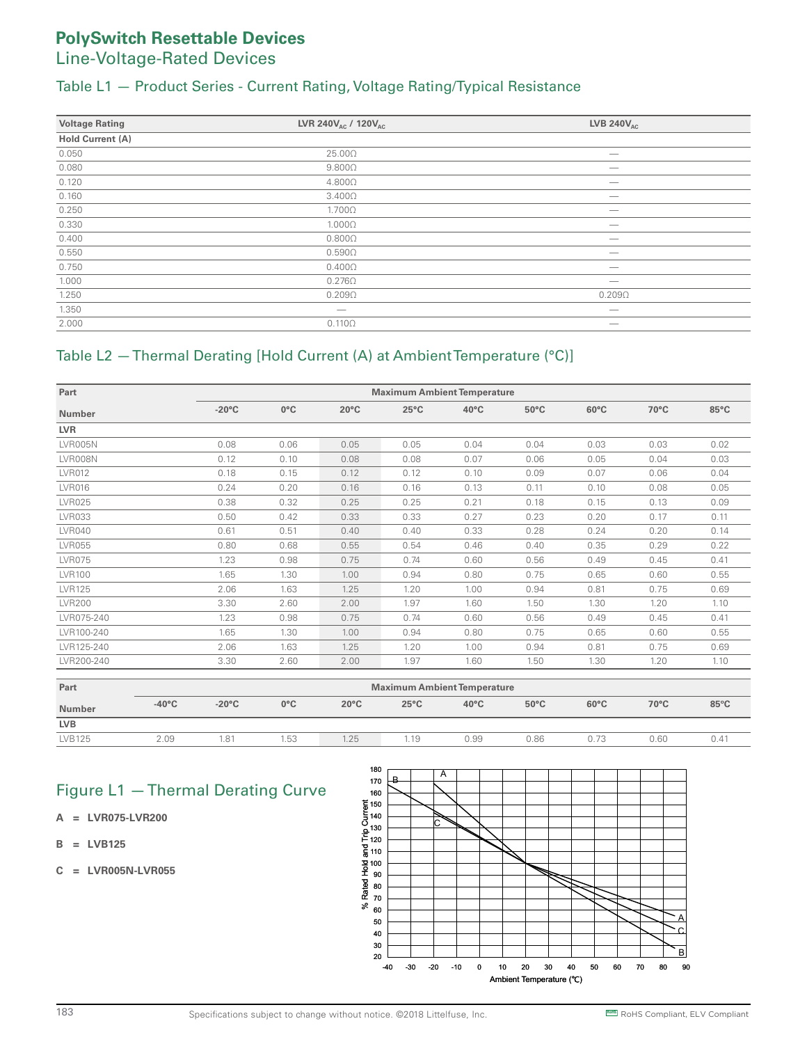# PolySwitch Resettable Devices

## Line-Voltage-Rated Devices

### Table L1 — Product Series - Current Rating, Voltage Rating/Typical Resistance

| Voltage Rating | LVR 240$V_{AC}$ / 120$V_{AC}$ | LVB 240$V_{AC}$ |
|---|---|---|
| **Hold Current (A)** | | |
| 0.050 | 25.00Ω | — |
| 0.080 | 9.800Ω | — |
| 0.120 | 4.800Ω | — |
| 0.160 | 3.400Ω | — |
| 0.250 | 1.700Ω | — |
| 0.330 | 1.000Ω | — |
| 0.400 | 0.800Ω | — |
| 0.550 | 0.590Ω | — |
| 0.750 | 0.400Ω | — |
| 1.000 | 0.276Ω | — |
| 1.250 | 0.209Ω | 0.209Ω |
| 1.350 | — | — |
| 2.000 | 0.110Ω | — |

### Table L2 — Thermal Derating [Hold Current (A) at Ambient Temperature (°C)]

| Part | Maximum Ambient Temperature | | | | | | | | |
|---|---|---|---|---|---|---|---|---|---|
| Number | -20°C | 0°C | 20°C | 25°C | 40°C | 50°C | 60°C | 70°C | 85°C |
| **LVR** | | | | | | | | | |
| LVR005N | 0.08 | 0.06 | 0.05 | 0.05 | 0.04 | 0.04 | 0.03 | 0.03 | 0.02 |
| LVR008N | 0.12 | 0.10 | 0.08 | 0.08 | 0.07 | 0.06 | 0.05 | 0.04 | 0.03 |
| LVR012 | 0.18 | 0.15 | 0.12 | 0.12 | 0.10 | 0.09 | 0.07 | 0.06 | 0.04 |
| LVR016 | 0.24 | 0.20 | 0.16 | 0.16 | 0.13 | 0.11 | 0.10 | 0.08 | 0.05 |
| LVR025 | 0.38 | 0.32 | 0.25 | 0.25 | 0.21 | 0.18 | 0.15 | 0.13 | 0.09 |
| LVR033 | 0.50 | 0.42 | 0.33 | 0.33 | 0.27 | 0.23 | 0.20 | 0.17 | 0.11 |
| LVR040 | 0.61 | 0.51 | 0.40 | 0.40 | 0.33 | 0.28 | 0.24 | 0.20 | 0.14 |
| LVR055 | 0.80 | 0.68 | 0.55 | 0.54 | 0.46 | 0.40 | 0.35 | 0.29 | 0.22 |
| LVR075 | 1.23 | 0.98 | 0.75 | 0.74 | 0.60 | 0.56 | 0.49 | 0.45 | 0.41 |
| LVR100 | 1.65 | 1.30 | 1.00 | 0.94 | 0.80 | 0.75 | 0.65 | 0.60 | 0.55 |
| LVR125 | 2.06 | 1.63 | 1.25 | 1.20 | 1.00 | 0.94 | 0.81 | 0.75 | 0.69 |
| LVR200 | 3.30 | 2.60 | 2.00 | 1.97 | 1.60 | 1.50 | 1.30 | 1.20 | 1.10 |
| LVR075-240 | 1.23 | 0.98 | 0.75 | 0.74 | 0.60 | 0.56 | 0.49 | 0.45 | 0.41 |
| LVR100-240 | 1.65 | 1.30 | 1.00 | 0.94 | 0.80 | 0.75 | 0.65 | 0.60 | 0.55 |
| LVR125-240 | 2.06 | 1.63 | 1.25 | 1.20 | 1.00 | 0.94 | 0.81 | 0.75 | 0.69 |
| LVR200-240 | 3.30 | 2.60 | 2.00 | 1.97 | 1.60 | 1.50 | 1.30 | 1.20 | 1.10 |

| Part | Maximum Ambient Temperature | | | | | | | | | |
|---|---|---|---|---|---|---|---|---|---|---|
| Number | -40°C | -20°C | 0°C | 20°C | 25°C | 40°C | 50°C | 60°C | 70°C | 85°C |
| **LVB** | | | | | | | | | | |
| LVB125 | 2.09 | 1.81 | 1.53 | 1.25 | 1.19 | 0.99 | 0.86 | 0.73 | 0.60 | 0.41 |

### Figure L1 — Thermal Derating Curve

**A = LVR075-LVR200**

**B = LVB125**

**C = LVR005N-LVR055**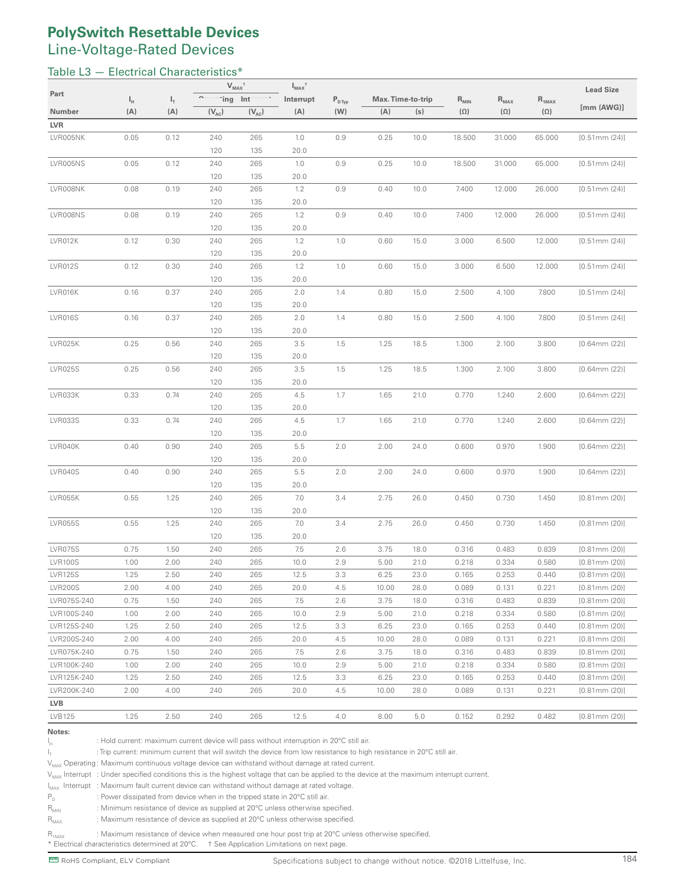# PolySwitch Resettable Devices

## Line-Voltage-Rated Devices

### Table L3 — Electrical Characteristics*

| Part Number | $I_H$ (A) | $I_T$ (A) | $V_{MAX}$† Operating ($V_{AC}$) | $V_{MAX}$† Interrupt ($V_{AC}$) | $I_{MAX}$† Interrupt (A) | $P_{D Typ}$ (W) | Max. Time-to-trip (A) | Max. Time-to-trip (s) | $R_{MIN}$ (Ω) | $R_{MAX}$ (Ω) | $R_{1MAX}$ (Ω) | Lead Size [mm (AWG)] |
|---|---|---|---|---|---|---|---|---|---|---|---|---|
| **LVR** | | | | | | | | | | | | |
| LVR005NK | 0.05 | 0.12 | 240 | 265 | 1.0 | 0.9 | 0.25 | 10.0 | 18.500 | 31.000 | 65.000 | [0.51mm (24)] |
| | | | 120 | 135 | 20.0 | | | | | | | |
| LVR005NS | 0.05 | 0.12 | 240 | 265 | 1.0 | 0.9 | 0.25 | 10.0 | 18.500 | 31.000 | 65.000 | [0.51mm (24)] |
| | | | 120 | 135 | 20.0 | | | | | | | |
| LVR008NK | 0.08 | 0.19 | 240 | 265 | 1.2 | 0.9 | 0.40 | 10.0 | 7.400 | 12.000 | 26.000 | [0.51mm (24)] |
| | | | 120 | 135 | 20.0 | | | | | | | |
| LVR008NS | 0.08 | 0.19 | 240 | 265 | 1.2 | 0.9 | 0.40 | 10.0 | 7.400 | 12.000 | 26.000 | [0.51mm (24)] |
| | | | 120 | 135 | 20.0 | | | | | | | |
| LVR012K | 0.12 | 0.30 | 240 | 265 | 1.2 | 1.0 | 0.60 | 15.0 | 3.000 | 6.500 | 12.000 | [0.51mm (24)] |
| | | | 120 | 135 | 20.0 | | | | | | | |
| LVR012S | 0.12 | 0.30 | 240 | 265 | 1.2 | 1.0 | 0.60 | 15.0 | 3.000 | 6.500 | 12.000 | [0.51mm (24)] |
| | | | 120 | 135 | 20.0 | | | | | | | |
| LVR016K | 0.16 | 0.37 | 240 | 265 | 2.0 | 1.4 | 0.80 | 15.0 | 2.500 | 4.100 | 7.800 | [0.51mm (24)] |
| | | | 120 | 135 | 20.0 | | | | | | | |
| LVR016S | 0.16 | 0.37 | 240 | 265 | 2.0 | 1.4 | 0.80 | 15.0 | 2.500 | 4.100 | 7.800 | [0.51mm (24)] |
| | | | 120 | 135 | 20.0 | | | | | | | |
| LVR025K | 0.25 | 0.56 | 240 | 265 | 3.5 | 1.5 | 1.25 | 18.5 | 1.300 | 2.100 | 3.800 | [0.64mm (22)] |
| | | | 120 | 135 | 20.0 | | | | | | | |
| LVR025S | 0.25 | 0.56 | 240 | 265 | 3.5 | 1.5 | 1.25 | 18.5 | 1.300 | 2.100 | 3.800 | [0.64mm (22)] |
| | | | 120 | 135 | 20.0 | | | | | | | |
| LVR033K | 0.33 | 0.74 | 240 | 265 | 4.5 | 1.7 | 1.65 | 21.0 | 0.770 | 1.240 | 2.600 | [0.64mm (22)] |
| | | | 120 | 135 | 20.0 | | | | | | | |
| LVR033S | 0.33 | 0.74 | 240 | 265 | 4.5 | 1.7 | 1.65 | 21.0 | 0.770 | 1.240 | 2.600 | [0.64mm (22)] |
| | | | 120 | 135 | 20.0 | | | | | | | |
| LVR040K | 0.40 | 0.90 | 240 | 265 | 5.5 | 2.0 | 2.00 | 24.0 | 0.600 | 0.970 | 1.900 | [0.64mm (22)] |
| | | | 120 | 135 | 20.0 | | | | | | | |
| LVR040S | 0.40 | 0.90 | 240 | 265 | 5.5 | 2.0 | 2.00 | 24.0 | 0.600 | 0.970 | 1.900 | [0.64mm (22)] |
| | | | 120 | 135 | 20.0 | | | | | | | |
| LVR055K | 0.55 | 1.25 | 240 | 265 | 7.0 | 3.4 | 2.75 | 26.0 | 0.450 | 0.730 | 1.450 | [0.81mm (20)] |
| | | | 120 | 135 | 20.0 | | | | | | | |
| LVR055S | 0.55 | 1.25 | 240 | 265 | 7.0 | 3.4 | 2.75 | 26.0 | 0.450 | 0.730 | 1.450 | [0.81mm (20)] |
| | | | 120 | 135 | 20.0 | | | | | | | |
| LVR075S | 0.75 | 1.50 | 240 | 265 | 7.5 | 2.6 | 3.75 | 18.0 | 0.316 | 0.483 | 0.839 | [0.81mm (20)] |
| LVR100S | 1.00 | 2.00 | 240 | 265 | 10.0 | 2.9 | 5.00 | 21.0 | 0.218 | 0.334 | 0.580 | [0.81mm (20)] |
| LVR125S | 1.25 | 2.50 | 240 | 265 | 12.5 | 3.3 | 6.25 | 23.0 | 0.165 | 0.253 | 0.440 | [0.81mm (20)] |
| LVR200S | 2.00 | 4.00 | 240 | 265 | 20.0 | 4.5 | 10.00 | 28.0 | 0.089 | 0.131 | 0.221 | [0.81mm (20)] |
| LVR075S-240 | 0.75 | 1.50 | 240 | 265 | 7.5 | 2.6 | 3.75 | 18.0 | 0.316 | 0.483 | 0.839 | [0.81mm (20)] |
| LVR100S-240 | 1.00 | 2.00 | 240 | 265 | 10.0 | 2.9 | 5.00 | 21.0 | 0.218 | 0.334 | 0.580 | [0.81mm (20)] |
| LVR125S-240 | 1.25 | 2.50 | 240 | 265 | 12.5 | 3.3 | 6.25 | 23.0 | 0.165 | 0.253 | 0.440 | [0.81mm (20)] |
| LVR200S-240 | 2.00 | 4.00 | 240 | 265 | 20.0 | 4.5 | 10.00 | 28.0 | 0.089 | 0.131 | 0.221 | [0.81mm (20)] |
| LVR075K-240 | 0.75 | 1.50 | 240 | 265 | 7.5 | 2.6 | 3.75 | 18.0 | 0.316 | 0.483 | 0.839 | [0.81mm (20)] |
| LVR100K-240 | 1.00 | 2.00 | 240 | 265 | 10.0 | 2.9 | 5.00 | 21.0 | 0.218 | 0.334 | 0.580 | [0.81mm (20)] |
| LVR125K-240 | 1.25 | 2.50 | 240 | 265 | 12.5 | 3.3 | 6.25 | 23.0 | 0.165 | 0.253 | 0.440 | [0.81mm (20)] |
| LVR200K-240 | 2.00 | 4.00 | 240 | 265 | 20.0 | 4.5 | 10.00 | 28.0 | 0.089 | 0.131 | 0.221 | [0.81mm (20)] |
| **LVB** | | | | | | | | | | | | |
| LVB125 | 1.25 | 2.50 | 240 | 265 | 12.5 | 4.0 | 8.00 | 5.0 | 0.152 | 0.292 | 0.482 | [0.81mm (20)] |

**Notes:**

- $I_H$ : Hold current: maximum current device will pass without interruption in 20°C still air.
- $I_T$ : Trip current: minimum current that will switch the device from low resistance to high resistance in 20°C still air.
- $V_{MAX}$ Operating : Maximum continuous voltage device can withstand without damage at rated current.
- $V_{MAX}$ Interrupt : Under specified conditions this is the highest voltage that can be applied to the device at the maximum interrupt current.
- $I_{MAX}$ Interrupt : Maximum fault current device can withstand without damage at rated voltage.
- $P_D$ : Power dissipated from device when in the tripped state in 20°C still air.
- $R_{MIN}$ : Minimum resistance of device as supplied at 20°C unless otherwise specified.
- $R_{MAX}$ : Maximum resistance of device as supplied at 20°C unless otherwise specified.
- $R_{1MAX}$ : Maximum resistance of device when measured one hour post trip at 20°C unless otherwise specified.

\* Electrical characteristics determined at 20°C. † See Application Limitations on next page.

RoHS Compliant, ELV Compliant

Specifications subject to change without notice. ©2018 Littelfuse, Inc.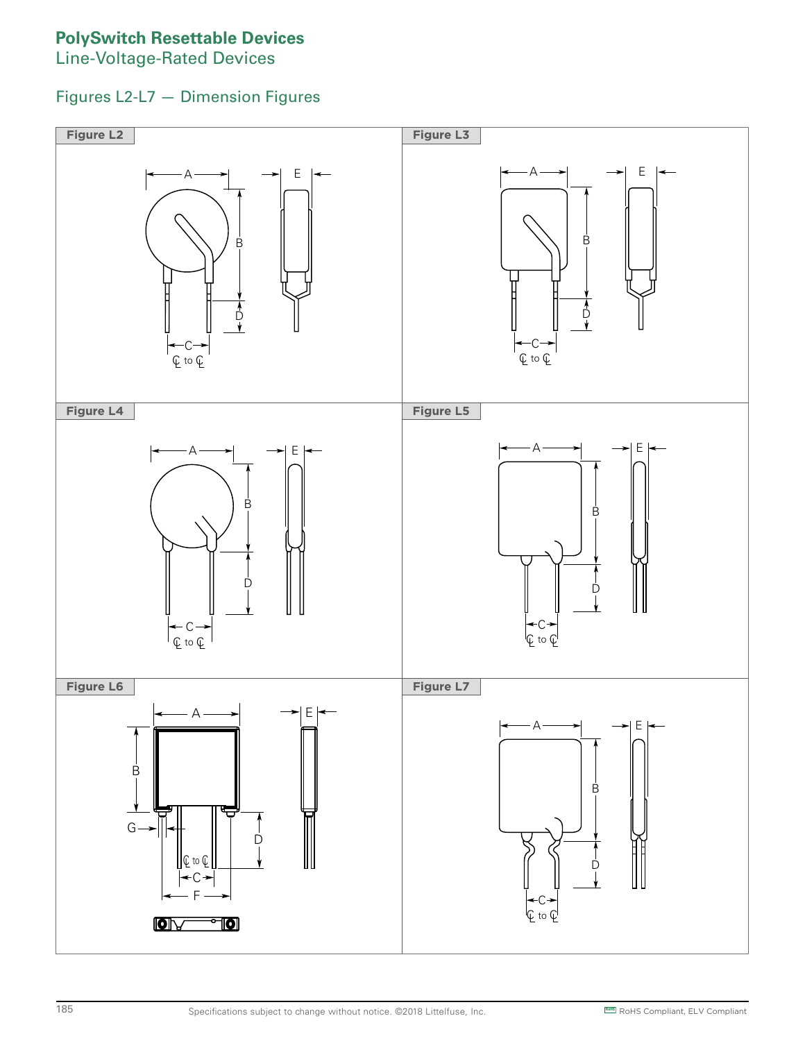# PolySwitch Resettable Devices

Line-Voltage-Rated Devices

## Figures L2-L7 — Dimension Figures

**Figure L2**

**Figure L3**

**Figure L4**

**Figure L5**

**Figure L6**

**Figure L7**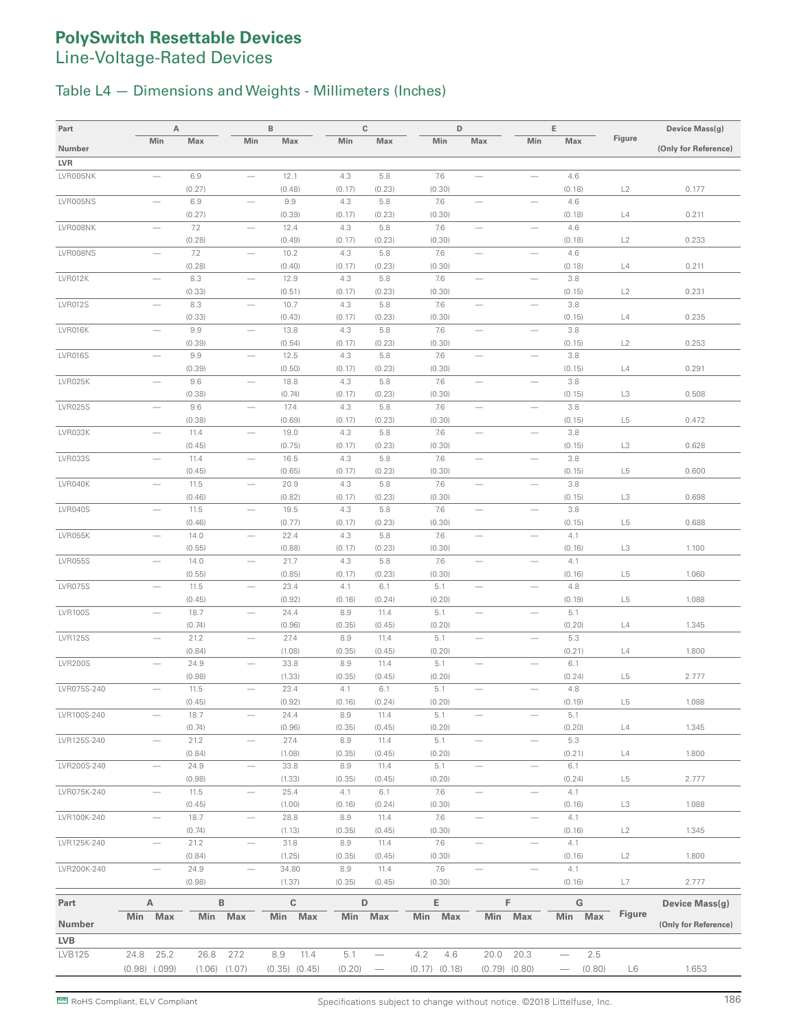# PolySwitch Resettable Devices

## Line-Voltage-Rated Devices

### Table L4 — Dimensions and Weights - Millimeters (Inches)

| Part Number | A Min | A Max | B Min | B Max | C Min | C Max | D Min | D Max | E Min | E Max | Figure | Device Mass(g) (Only for Reference) |
|---|---|---|---|---|---|---|---|---|---|---|---|---|
| **LVR** | | | | | | | | | | | | |
| LVR005NK | — | 6.9 (0.27) | — | 12.1 (0.48) | 4.3 (0.17) | 5.8 (0.23) | 7.6 (0.30) | — | — | 4.6 (0.18) | L2 | 0.177 |
| LVR005NS | — | 6.9 (0.27) | — | 9.9 (0.39) | 4.3 (0.17) | 5.8 (0.23) | 7.6 (0.30) | — | — | 4.6 (0.18) | L4 | 0.211 |
| LVR008NK | — | 7.2 (0.28) | — | 12.4 (0.49) | 4.3 (0.17) | 5.8 (0.23) | 7.6 (0.30) | — | — | 4.6 (0.18) | L2 | 0.233 |
| LVR008NS | — | 7.2 (0.28) | — | 10.2 (0.40) | 4.3 (0.17) | 5.8 (0.23) | 7.6 (0.30) | — | — | 4.6 (0.18) | L4 | 0.211 |
| LVR012K | — | 8.3 (0.33) | — | 12.9 (0.51) | 4.3 (0.17) | 5.8 (0.23) | 7.6 (0.30) | — | — | 3.8 (0.15) | L2 | 0.231 |
| LVR012S | — | 8.3 (0.33) | — | 10.7 (0.43) | 4.3 (0.17) | 5.8 (0.23) | 7.6 (0.30) | — | — | 3.8 (0.15) | L4 | 0.235 |
| LVR016K | — | 9.9 (0.39) | — | 13.8 (0.54) | 4.3 (0.17) | 5.8 (0.23) | 7.6 (0.30) | — | — | 3.8 (0.15) | L2 | 0.253 |
| LVR016S | — | 9.9 (0.39) | — | 12.5 (0.50) | 4.3 (0.17) | 5.8 (0.23) | 7.6 (0.30) | — | — | 3.8 (0.15) | L4 | 0.291 |
| LVR025K | — | 9.6 (0.38) | — | 18.8 (0.74) | 4.3 (0.17) | 5.8 (0.23) | 7.6 (0.30) | — | — | 3.8 (0.15) | L3 | 0.508 |
| LVR025S | — | 9.6 (0.38) | — | 17.4 (0.69) | 4.3 (0.17) | 5.8 (0.23) | 7.6 (0.30) | — | — | 3.8 (0.15) | L5 | 0.472 |
| LVR033K | — | 11.4 (0.45) | — | 19.0 (0.75) | 4.3 (0.17) | 5.8 (0.23) | 7.6 (0.30) | — | — | 3.8 (0.15) | L3 | 0.628 |
| LVR033S | — | 11.4 (0.45) | — | 16.5 (0.65) | 4.3 (0.17) | 5.8 (0.23) | 7.6 (0.30) | — | — | 3.8 (0.15) | L5 | 0.600 |
| LVR040K | — | 11.5 (0.46) | — | 20.9 (0.82) | 4.3 (0.17) | 5.8 (0.23) | 7.6 (0.30) | — | — | 3.8 (0.15) | L3 | 0.698 |
| LVR040S | — | 11.5 (0.46) | — | 19.5 (0.77) | 4.3 (0.17) | 5.8 (0.23) | 7.6 (0.30) | — | — | 3.8 (0.15) | L5 | 0.688 |
| LVR055K | — | 14.0 (0.55) | — | 22.4 (0.88) | 4.3 (0.17) | 5.8 (0.23) | 7.6 (0.30) | — | — | 4.1 (0.16) | L3 | 1.100 |
| LVR055S | — | 14.0 (0.55) | — | 21.7 (0.85) | 4.3 (0.17) | 5.8 (0.23) | 7.6 (0.30) | — | — | 4.1 (0.16) | L5 | 1.060 |
| LVR075S | — | 11.5 (0.45) | — | 23.4 (0.92) | 4.1 (0.16) | 6.1 (0.24) | 5.1 (0.20) | — | — | 4.8 (0.19) | L5 | 1.088 |
| LVR100S | — | 18.7 (0.74) | — | 24.4 (0.96) | 8.9 (0.35) | 11.4 (0.45) | 5.1 (0.20) | — | — | 5.1 (0.20) | L4 | 1.345 |
| LVR125S | — | 21.2 (0.84) | — | 27.4 (1.08) | 8.9 (0.35) | 11.4 (0.45) | 5.1 (0.20) | — | — | 5.3 (0.21) | L4 | 1.800 |
| LVR200S | — | 24.9 (0.98) | — | 33.8 (1.33) | 8.9 (0.35) | 11.4 (0.45) | 5.1 (0.20) | — | — | 6.1 (0.24) | L5 | 2.777 |
| LVR075S-240 | — | 11.5 (0.45) | — | 23.4 (0.92) | 4.1 (0.16) | 6.1 (0.24) | 5.1 (0.20) | — | — | 4.8 (0.19) | L5 | 1.088 |
| LVR100S-240 | — | 18.7 (0.74) | — | 24.4 (0.96) | 8.9 (0.35) | 11.4 (0.45) | 5.1 (0.20) | — | — | 5.1 (0.20) | L4 | 1.345 |
| LVR125S-240 | — | 21.2 (0.84) | — | 27.4 (1.08) | 8.9 (0.35) | 11.4 (0.45) | 5.1 (0.20) | — | — | 5.3 (0.21) | L4 | 1.800 |
| LVR200S-240 | — | 24.9 (0.98) | — | 33.8 (1.33) | 8.9 (0.35) | 11.4 (0.45) | 5.1 (0.20) | — | — | 6.1 (0.24) | L5 | 2.777 |
| LVR075K-240 | — | 11.5 (0.45) | — | 25.4 (1.00) | 4.1 (0.16) | 6.1 (0.24) | 7.6 (0.30) | — | — | 4.1 (0.16) | L3 | 1.088 |
| LVR100K-240 | — | 18.7 (0.74) | — | 28.8 (1.13) | 8.9 (0.35) | 11.4 (0.45) | 7.6 (0.30) | — | — | 4.1 (0.16) | L2 | 1.345 |
| LVR125K-240 | — | 21.2 (0.84) | — | 31.8 (1.25) | 8.9 (0.35) | 11.4 (0.45) | 7.6 (0.30) | — | — | 4.1 (0.16) | L2 | 1.800 |
| LVR200K-240 | — | 24.9 (0.98) | — | 34.80 (1.37) | 8.9 (0.35) | 11.4 (0.45) | 7.6 (0.30) | — | — | 4.1 (0.16) | L7 | 2.777 |

| Part Number | A Min | A Max | B Min | B Max | C Min | C Max | D Min | D Max | E Min | E Max | F Min | F Max | G Min | G Max | Figure | Device Mass(g) (Only for Reference) |
|---|---|---|---|---|---|---|---|---|---|---|---|---|---|---|---|---|
| **LVB** | | | | | | | | | | | | | | | | |
| LVB125 | 24.8 (0.98) | 25.2 (.099) | 26.8 (1.06) | 27.2 (1.07) | 8.9 (0.35) | 11.4 (0.45) | 5.1 (0.20) | — | 4.2 (0.17) | 4.6 (0.18) | 20.0 (0.79) | 20.3 (0.80) | — | 2.5 (0.80) | L6 | 1.653 |

RoHS Compliant, ELV Compliant

Specifications subject to change without notice. ©2018 Littelfuse, Inc.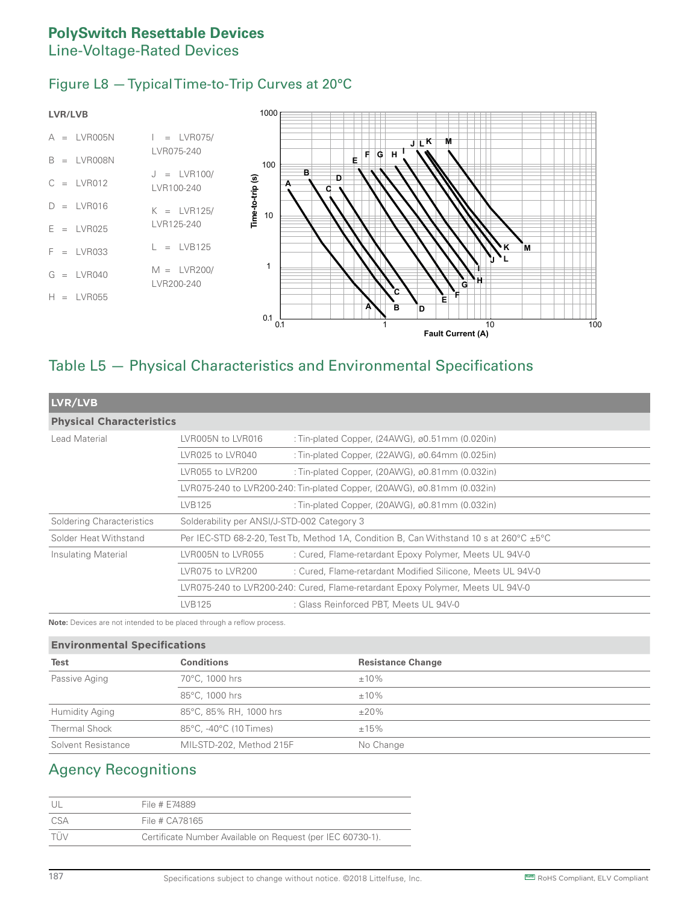# PolySwitch Resettable Devices
## Line-Voltage-Rated Devices

### Figure L8 — Typical Time-to-Trip Curves at 20°C

**LVR/LVB**

A = LVR005N
B = LVR008N
C = LVR012
D = LVR016
E = LVR025
F = LVR033
G = LVR040
H = LVR055
I = LVR075/LVR075-240
J = LVR100/LVR100-240
K = LVR125/LVR125-240
L = LVB125
M = LVR200/LVR200-240

### Table L5 — Physical Characteristics and Environmental Specifications

| LVR/LVB | | |
|---|---|---|
| **Physical Characteristics** | | |
| Lead Material | LVR005N to LVR016 | : Tin-plated Copper, (24AWG), ø0.51mm (0.020in) |
| | LVR025 to LVR040 | : Tin-plated Copper, (22AWG), ø0.64mm (0.025in) |
| | LVR055 to LVR200 | : Tin-plated Copper, (20AWG), ø0.81mm (0.032in) |
| | LVR075-240 to LVR200-240 | : Tin-plated Copper, (20AWG), ø0.81mm (0.032in) |
| | LVB125 | : Tin-plated Copper, (20AWG), ø0.81mm (0.032in) |
| Soldering Characteristics | Solderability per ANSI/J-STD-002 Category 3 | |
| Solder Heat Withstand | Per IEC-STD 68-2-20, Test Tb, Method 1A, Condition B, Can Withstand 10 s at 260°C ±5°C | |
| Insulating Material | LVR005N to LVR055 | : Cured, Flame-retardant Epoxy Polymer, Meets UL 94V-0 |
| | LVR075 to LVR200 | : Cured, Flame-retardant Modified Silicone, Meets UL 94V-0 |
| | LVR075-240 to LVR200-240 | : Cured, Flame-retardant Epoxy Polymer, Meets UL 94V-0 |
| | LVB125 | : Glass Reinforced PBT, Meets UL 94V-0 |

**Note:** Devices are not intended to be placed through a reflow process.

| **Environmental Specifications** | | |
|---|---|---|
| **Test** | **Conditions** | **Resistance Change** |
| Passive Aging | 70°C, 1000 hrs | ±10% |
| | 85°C, 1000 hrs | ±10% |
| Humidity Aging | 85°C, 85% RH, 1000 hrs | ±20% |
| Thermal Shock | 85°C, -40°C (10 Times) | ±15% |
| Solvent Resistance | MIL-STD-202, Method 215F | No Change |

## Agency Recognitions

| | |
|---|---|
| UL | File # E74889 |
| CSA | File # CA78165 |
| TÜV | Certificate Number Available on Request (per IEC 60730-1). |

Specifications subject to change without notice. ©2018 Littelfuse, Inc. RoHS Compliant, ELV Compliant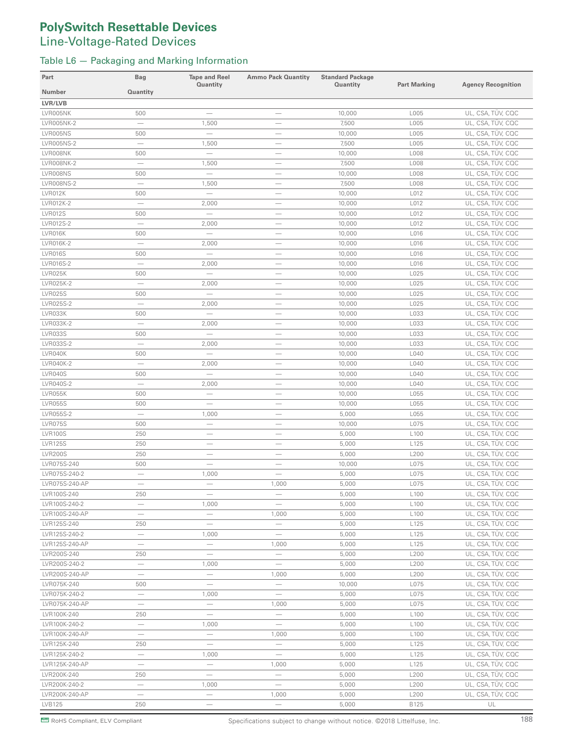# PolySwitch Resettable Devices

## Line-Voltage-Rated Devices

### Table L6 — Packaging and Marking Information

| Part Number | Bag Quantity | Tape and Reel Quantity | Ammo Pack Quantity | Standard Package Quantity | Part Marking | Agency Recognition |
|---|---|---|---|---|---|---|
| **LVR/LVB** | | | | | | |
| LVR005NK | 500 | — | — | 10,000 | L005 | UL, CSA, TÜV, CQC |
| LVR005NK-2 | — | 1,500 | — | 7,500 | L005 | UL, CSA, TÜV, CQC |
| LVR005NS | 500 | — | — | 10,000 | L005 | UL, CSA, TÜV, CQC |
| LVR005NS-2 | — | 1,500 | — | 7,500 | L005 | UL, CSA, TÜV, CQC |
| LVR008NK | 500 | — | — | 10,000 | L008 | UL, CSA, TÜV, CQC |
| LVR008NK-2 | — | 1,500 | — | 7,500 | L008 | UL, CSA, TÜV, CQC |
| LVR008NS | 500 | — | — | 10,000 | L008 | UL, CSA, TÜV, CQC |
| LVR008NS-2 | — | 1,500 | — | 7,500 | L008 | UL, CSA, TÜV, CQC |
| LVR012K | 500 | — | — | 10,000 | L012 | UL, CSA, TÜV, CQC |
| LVR012K-2 | — | 2,000 | — | 10,000 | L012 | UL, CSA, TÜV, CQC |
| LVR012S | 500 | — | — | 10,000 | L012 | UL, CSA, TÜV, CQC |
| LVR012S-2 | — | 2,000 | — | 10,000 | L012 | UL, CSA, TÜV, CQC |
| LVR016K | 500 | — | — | 10,000 | L016 | UL, CSA, TÜV, CQC |
| LVR016K-2 | — | 2,000 | — | 10,000 | L016 | UL, CSA, TÜV, CQC |
| LVR016S | 500 | — | — | 10,000 | L016 | UL, CSA, TÜV, CQC |
| LVR016S-2 | — | 2,000 | — | 10,000 | L016 | UL, CSA, TÜV, CQC |
| LVR025K | 500 | — | — | 10,000 | L025 | UL, CSA, TÜV, CQC |
| LVR025K-2 | — | 2,000 | — | 10,000 | L025 | UL, CSA, TÜV, CQC |
| LVR025S | 500 | — | — | 10,000 | L025 | UL, CSA, TÜV, CQC |
| LVR025S-2 | — | 2,000 | — | 10,000 | L025 | UL, CSA, TÜV, CQC |
| LVR033K | 500 | — | — | 10,000 | L033 | UL, CSA, TÜV, CQC |
| LVR033K-2 | — | 2,000 | — | 10,000 | L033 | UL, CSA, TÜV, CQC |
| LVR033S | 500 | — | — | 10,000 | L033 | UL, CSA, TÜV, CQC |
| LVR033S-2 | — | 2,000 | — | 10,000 | L033 | UL, CSA, TÜV, CQC |
| LVR040K | 500 | — | — | 10,000 | L040 | UL, CSA, TÜV, CQC |
| LVR040K-2 | — | 2,000 | — | 10,000 | L040 | UL, CSA, TÜV, CQC |
| LVR040S | 500 | — | — | 10,000 | L040 | UL, CSA, TÜV, CQC |
| LVR040S-2 | — | 2,000 | — | 10,000 | L040 | UL, CSA, TÜV, CQC |
| LVR055K | 500 | — | — | 10,000 | L055 | UL, CSA, TÜV, CQC |
| LVR055S | 500 | — | — | 10,000 | L055 | UL, CSA, TÜV, CQC |
| LVR055S-2 | — | 1,000 | — | 5,000 | L055 | UL, CSA, TÜV, CQC |
| LVR075S | 500 | — | — | 10,000 | L075 | UL, CSA, TÜV, CQC |
| LVR100S | 250 | — | — | 5,000 | L100 | UL, CSA, TÜV, CQC |
| LVR125S | 250 | — | — | 5,000 | L125 | UL, CSA, TÜV, CQC |
| LVR200S | 250 | — | — | 5,000 | L200 | UL, CSA, TÜV, CQC |
| LVR075S-240 | 500 | — | — | 10,000 | L075 | UL, CSA, TÜV, CQC |
| LVR075S-240-2 | — | 1,000 | — | 5,000 | L075 | UL, CSA, TÜV, CQC |
| LVR075S-240-AP | — | — | 1,000 | 5,000 | L075 | UL, CSA, TÜV, CQC |
| LVR100S-240 | 250 | — | — | 5,000 | L100 | UL, CSA, TÜV, CQC |
| LVR100S-240-2 | — | 1,000 | — | 5,000 | L100 | UL, CSA, TÜV, CQC |
| LVR100S-240-AP | — | — | 1,000 | 5,000 | L100 | UL, CSA, TÜV, CQC |
| LVR125S-240 | 250 | — | — | 5,000 | L125 | UL, CSA, TÜV, CQC |
| LVR125S-240-2 | — | 1,000 | — | 5,000 | L125 | UL, CSA, TÜV, CQC |
| LVR125S-240-AP | — | — | 1,000 | 5,000 | L125 | UL, CSA, TÜV, CQC |
| LVR200S-240 | 250 | — | — | 5,000 | L200 | UL, CSA, TÜV, CQC |
| LVR200S-240-2 | — | 1,000 | — | 5,000 | L200 | UL, CSA, TÜV, CQC |
| LVR200S-240-AP | — | — | 1,000 | 5,000 | L200 | UL, CSA, TÜV, CQC |
| LVR075K-240 | 500 | — | — | 10,000 | L075 | UL, CSA, TÜV, CQC |
| LVR075K-240-2 | — | 1,000 | — | 5,000 | L075 | UL, CSA, TÜV, CQC |
| LVR075K-240-AP | — | — | 1,000 | 5,000 | L075 | UL, CSA, TÜV, CQC |
| LVR100K-240 | 250 | — | — | 5,000 | L100 | UL, CSA, TÜV, CQC |
| LVR100K-240-2 | — | 1,000 | — | 5,000 | L100 | UL, CSA, TÜV, CQC |
| LVR100K-240-AP | — | — | 1,000 | 5,000 | L100 | UL, CSA, TÜV, CQC |
| LVR125K-240 | 250 | — | — | 5,000 | L125 | UL, CSA, TÜV, CQC |
| LVR125K-240-2 | — | 1,000 | — | 5,000 | L125 | UL, CSA, TÜV, CQC |
| LVR125K-240-AP | — | — | 1,000 | 5,000 | L125 | UL, CSA, TÜV, CQC |
| LVR200K-240 | 250 | — | — | 5,000 | L200 | UL, CSA, TÜV, CQC |
| LVR200K-240-2 | — | 1,000 | — | 5,000 | L200 | UL, CSA, TÜV, CQC |
| LVR200K-240-AP | — | — | 1,000 | 5,000 | L200 | UL, CSA, TÜV, CQC |
| LVB125 | 250 | — | — | 5,000 | B125 | UL |

RoHS Compliant, ELV Compliant

Specifications subject to change without notice. ©2018 Littelfuse, Inc.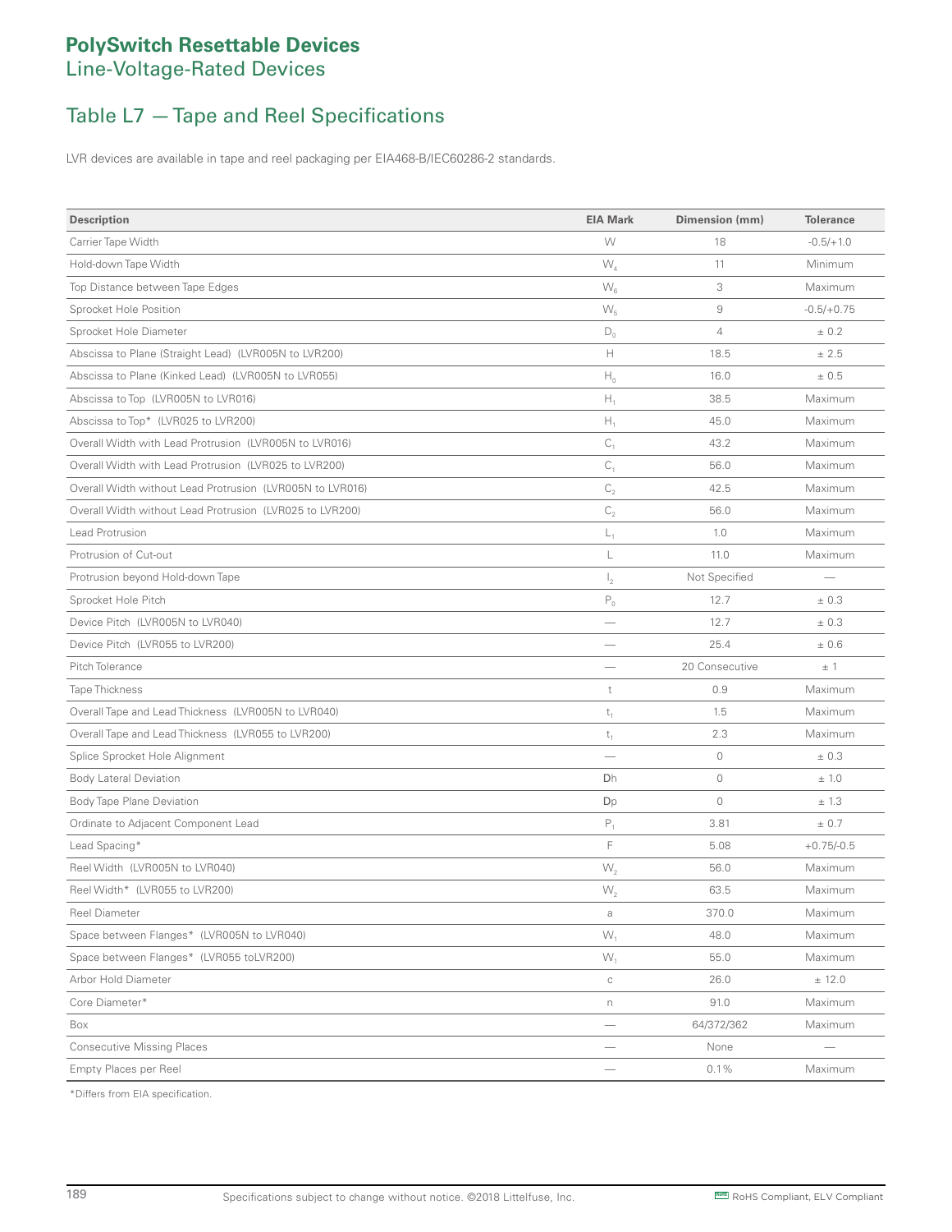# PolySwitch Resettable Devices

## Line-Voltage-Rated Devices

## Table L7 — Tape and Reel Specifications

LVR devices are available in tape and reel packaging per EIA468-B/IEC60286-2 standards.

| Description | EIA Mark | Dimension (mm) | Tolerance |
|---|---|---|---|
| Carrier Tape Width | W | 18 | -0.5/+1.0 |
| Hold-down Tape Width | $W_4$ | 11 | Minimum |
| Top Distance between Tape Edges | $W_6$ | 3 | Maximum |
| Sprocket Hole Position | $W_5$ | 9 | -0.5/+0.75 |
| Sprocket Hole Diameter | $D_0$ | 4 | ± 0.2 |
| Abscissa to Plane (Straight Lead) (LVR005N to LVR200) | H | 18.5 | ± 2.5 |
| Abscissa to Plane (Kinked Lead) (LVR005N to LVR055) | $H_0$ | 16.0 | ± 0.5 |
| Abscissa to Top (LVR005N to LVR016) | $H_1$ | 38.5 | Maximum |
| Abscissa to Top* (LVR025 to LVR200) | $H_1$ | 45.0 | Maximum |
| Overall Width with Lead Protrusion (LVR005N to LVR016) | $C_1$ | 43.2 | Maximum |
| Overall Width with Lead Protrusion (LVR025 to LVR200) | $C_1$ | 56.0 | Maximum |
| Overall Width without Lead Protrusion (LVR005N to LVR016) | $C_2$ | 42.5 | Maximum |
| Overall Width without Lead Protrusion (LVR025 to LVR200) | $C_2$ | 56.0 | Maximum |
| Lead Protrusion | $L_1$ | 1.0 | Maximum |
| Protrusion of Cut-out | L | 11.0 | Maximum |
| Protrusion beyond Hold-down Tape | $I_2$ | Not Specified | — |
| Sprocket Hole Pitch | $P_0$ | 12.7 | ± 0.3 |
| Device Pitch (LVR005N to LVR040) | — | 12.7 | ± 0.3 |
| Device Pitch (LVR055 to LVR200) | — | 25.4 | ± 0.6 |
| Pitch Tolerance | — | 20 Consecutive | ± 1 |
| Tape Thickness | t | 0.9 | Maximum |
| Overall Tape and Lead Thickness (LVR005N to LVR040) | $t_1$ | 1.5 | Maximum |
| Overall Tape and Lead Thickness (LVR055 to LVR200) | $t_1$ | 2.3 | Maximum |
| Splice Sprocket Hole Alignment | — | 0 | ± 0.3 |
| Body Lateral Deviation | Dh | 0 | ± 1.0 |
| Body Tape Plane Deviation | Dp | 0 | ± 1.3 |
| Ordinate to Adjacent Component Lead | $P_1$ | 3.81 | ± 0.7 |
| Lead Spacing* | F | 5.08 | +0.75/-0.5 |
| Reel Width (LVR005N to LVR040) | $W_2$ | 56.0 | Maximum |
| Reel Width* (LVR055 to LVR200) | $W_2$ | 63.5 | Maximum |
| Reel Diameter | a | 370.0 | Maximum |
| Space between Flanges* (LVR005N to LVR040) | $W_1$ | 48.0 | Maximum |
| Space between Flanges* (LVR055 toLVR200) | $W_1$ | 55.0 | Maximum |
| Arbor Hold Diameter | c | 26.0 | ± 12.0 |
| Core Diameter* | n | 91.0 | Maximum |
| Box | — | 64/372/362 | Maximum |
| Consecutive Missing Places | — | None | — |
| Empty Places per Reel | — | 0.1% | Maximum |

*Differs from EIA specification.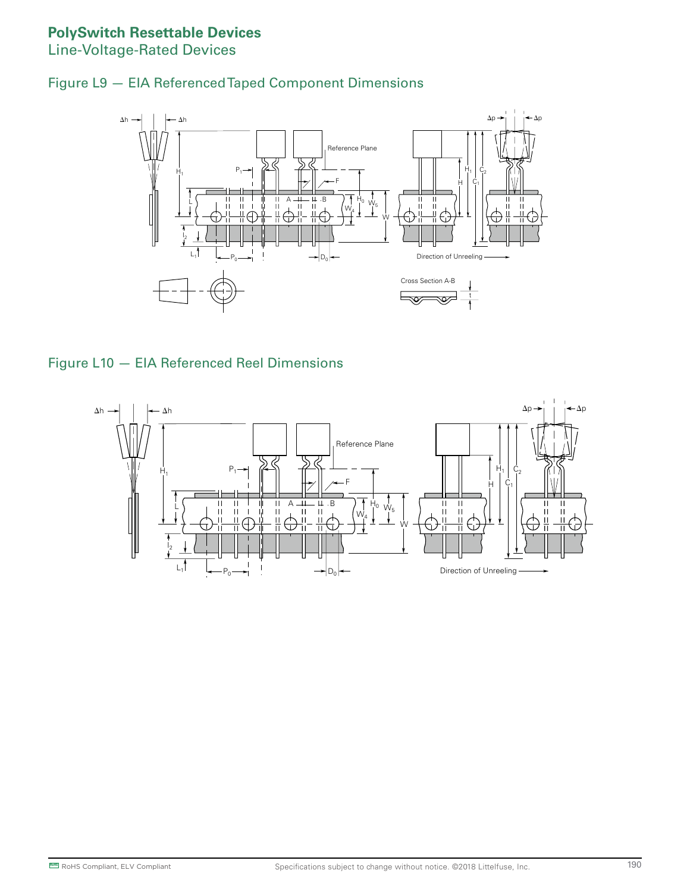# PolySwitch Resettable Devices

Line-Voltage-Rated Devices

## Figure L9 — EIA Referenced Taped Component Dimensions

## Figure L10 — EIA Referenced Reel Dimensions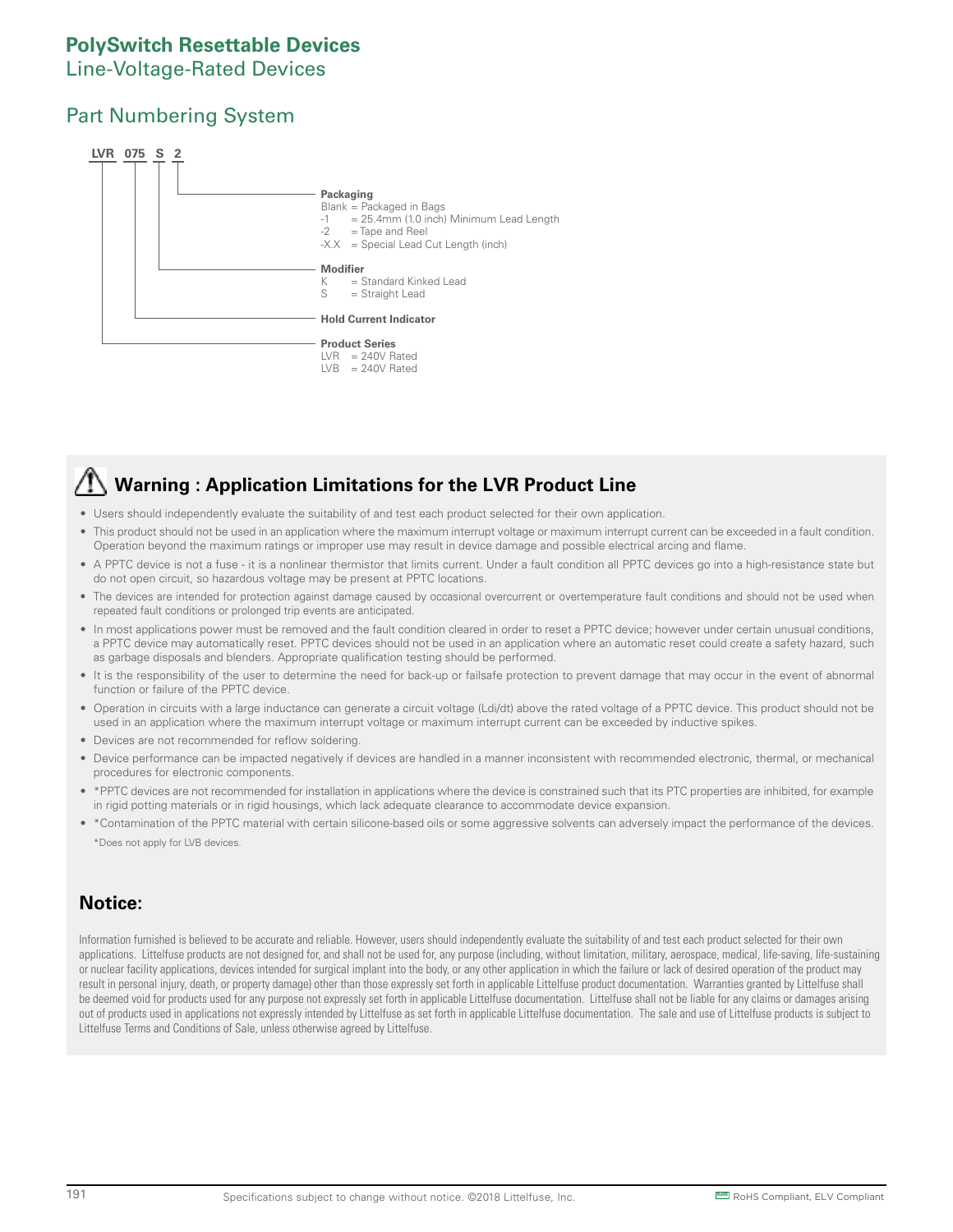# PolySwitch Resettable Devices

## Line-Voltage-Rated Devices

## Part Numbering System

**LVR 075 S 2**

**Packaging**
- Blank = Packaged in Bags
- -1 = 25.4mm (1.0 inch) Minimum Lead Length
- -2 = Tape and Reel
- -X.X = Special Lead Cut Length (inch)

**Modifier**
- K = Standard Kinked Lead
- S = Straight Lead

**Hold Current Indicator**

**Product Series**
- LVR = 240V Rated
- LVB = 240V Rated

## ⚠ Warning : Application Limitations for the LVR Product Line

- Users should independently evaluate the suitability of and test each product selected for their own application.
- This product should not be used in an application where the maximum interrupt voltage or maximum interrupt current can be exceeded in a fault condition. Operation beyond the maximum ratings or improper use may result in device damage and possible electrical arcing and flame.
- A PPTC device is not a fuse - it is a nonlinear thermistor that limits current. Under a fault condition all PPTC devices go into a high-resistance state but do not open circuit, so hazardous voltage may be present at PPTC locations.
- The devices are intended for protection against damage caused by occasional overcurrent or overtemperature fault conditions and should not be used when repeated fault conditions or prolonged trip events are anticipated.
- In most applications power must be removed and the fault condition cleared in order to reset a PPTC device; however under certain unusual conditions, a PPTC device may automatically reset. PPTC devices should not be used in an application where an automatic reset could create a safety hazard, such as garbage disposals and blenders. Appropriate qualification testing should be performed.
- It is the responsibility of the user to determine the need for back-up or failsafe protection to prevent damage that may occur in the event of abnormal function or failure of the PPTC device.
- Operation in circuits with a large inductance can generate a circuit voltage (Ldi/dt) above the rated voltage of a PPTC device. This product should not be used in an application where the maximum interrupt voltage or maximum interrupt current can be exceeded by inductive spikes.
- Devices are not recommended for reflow soldering.
- Device performance can be impacted negatively if devices are handled in a manner inconsistent with recommended electronic, thermal, or mechanical procedures for electronic components.
- *PPTC devices are not recommended for installation in applications where the device is constrained such that its PTC properties are inhibited, for example in rigid potting materials or in rigid housings, which lack adequate clearance to accommodate device expansion.
- *Contamination of the PPTC material with certain silicone-based oils or some aggressive solvents can adversely impact the performance of the devices.

*Does not apply for LVB devices.

## Notice:

Information furnished is believed to be accurate and reliable. However, users should independently evaluate the suitability of and test each product selected for their own applications. Littelfuse products are not designed for, and shall not be used for, any purpose (including, without limitation, military, aerospace, medical, life-saving, life-sustaining or nuclear facility applications, devices intended for surgical implant into the body, or any other application in which the failure or lack of desired operation of the product may result in personal injury, death, or property damage) other than those expressly set forth in applicable Littelfuse product documentation. Warranties granted by Littelfuse shall be deemed void for products used for any purpose not expressly set forth in applicable Littelfuse documentation. Littelfuse shall not be liable for any claims or damages arising out of products used in applications not expressly intended by Littelfuse as set forth in applicable Littelfuse documentation. The sale and use of Littelfuse products is subject to Littelfuse Terms and Conditions of Sale, unless otherwise agreed by Littelfuse.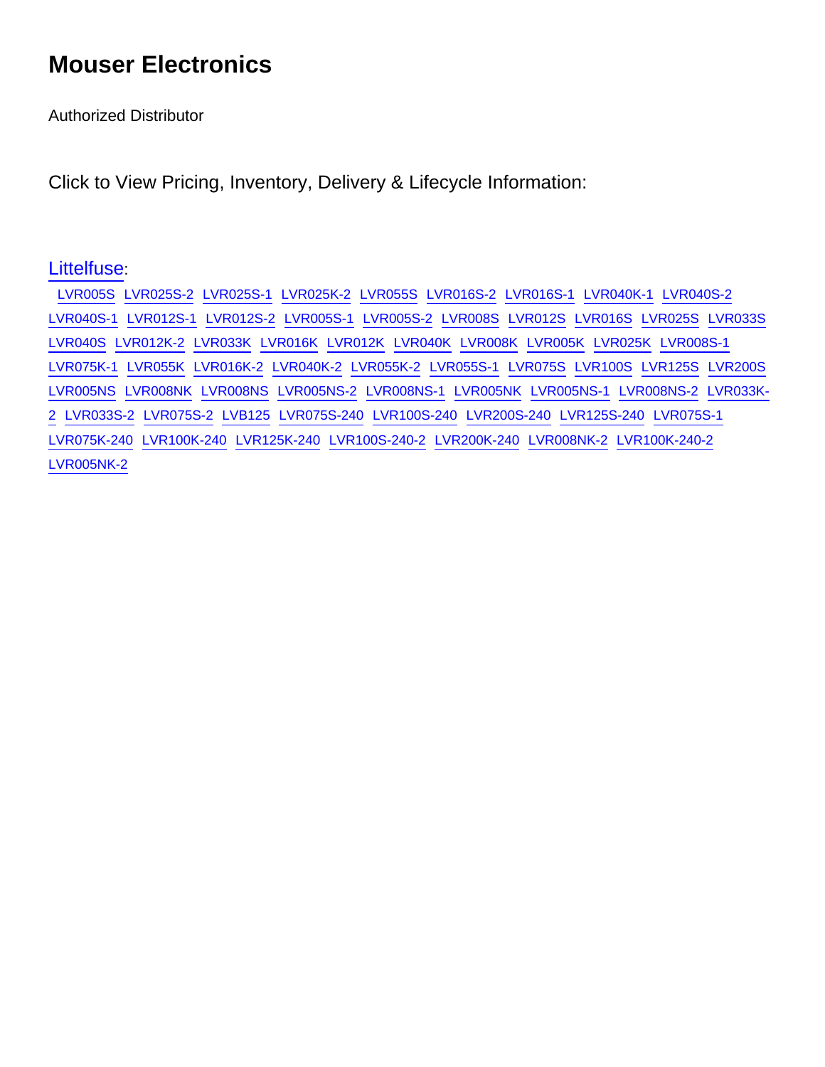# Mouser Electronics

Authorized Distributor

Click to View Pricing, Inventory, Delivery & Lifecycle Information:

Littelfuse:

LVR005S LVR025S-2 LVR025S-1 LVR025K-2 LVR055S LVR016S-2 LVR016S-1 LVR040K-1 LVR040S-2 LVR040S-1 LVR012S-1 LVR012S-2 LVR005S-1 LVR005S-2 LVR008S LVR012S LVR016S LVR025S LVR033S LVR040S LVR012K-2 LVR033K LVR016K LVR012K LVR040K LVR008K LVR005K LVR025K LVR008S-1 LVR075K-1 LVR055K LVR016K-2 LVR040K-2 LVR055K-2 LVR055S-1 LVR075S LVR100S LVR125S LVR200S LVR005NS LVR008NK LVR008NS LVR005NS-2 LVR008NS-1 LVR005NK LVR005NS-1 LVR008NS-2 LVR033K-2 LVR033S-2 LVR075S-2 LVB125 LVR075S-240 LVR100S-240 LVR200S-240 LVR125S-240 LVR075S-1 LVR075K-240 LVR100K-240 LVR125K-240 LVR100S-240-2 LVR200K-240 LVR008NK-2 LVR100K-240-2 LVR005NK-2